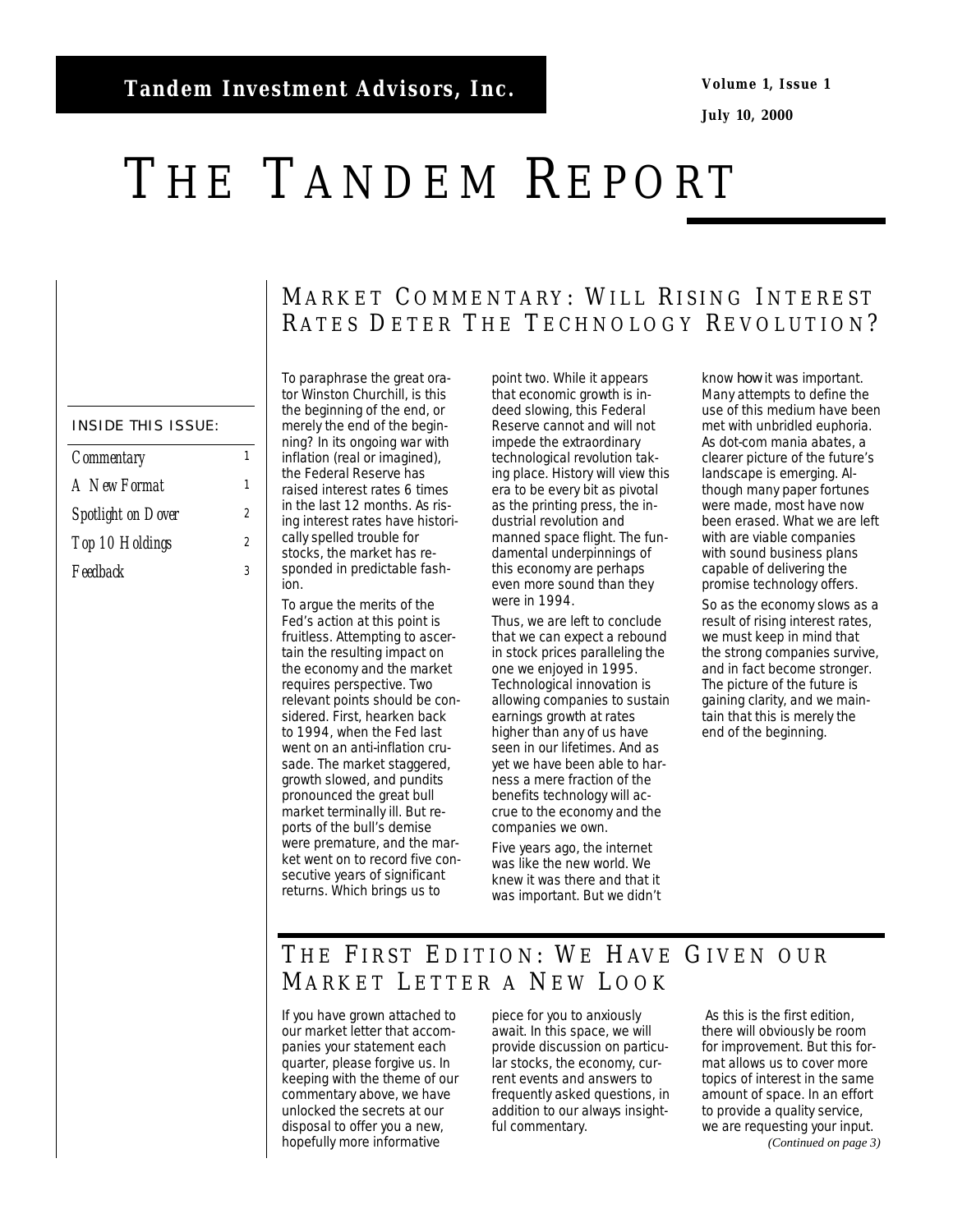**Tandem Investment Advisors, Inc.**

**Volume 1, Issue 1**

**July 10, 2000**

# THE TANDEM REPORT

**INSIDE THIS ISSUE:**

| | |
|---|---|
| *Commentary* | 1 |
| *A New Format* | 1 |
| *Spotlight on Dover* | 2 |
| *Top 10 Holdings* | 2 |
| *Feedback* | 3 |

## MARKET COMMENTARY: WILL RISING INTEREST RATES DETER THE TECHNOLOGY REVOLUTION?

To paraphrase the great orator Winston Churchill, is this the beginning of the end, or merely the end of the beginning? In its ongoing war with inflation (real or imagined), the Federal Reserve has raised interest rates 6 times in the last 12 months. As rising interest rates have historically spelled trouble for stocks, the market has responded in predictable fashion.

To argue the merits of the Fed's action at this point is fruitless. Attempting to ascertain the resulting impact on the economy and the market requires perspective. Two relevant points should be considered. First, hearken back to 1994, when the Fed last went on an anti-inflation crusade. The market staggered, growth slowed, and pundits pronounced the great bull market terminally ill. But reports of the bull's demise were premature, and the market went on to record five consecutive years of significant returns. Which brings us to point two. While it appears that economic growth is indeed slowing, this Federal Reserve cannot and will not impede the extraordinary technological revolution taking place. History will view this era to be every bit as pivotal as the printing press, the industrial revolution and manned space flight. The fundamental underpinnings of this economy are perhaps even more sound than they were in 1994.

Thus, we are left to conclude that we can expect a rebound in stock prices paralleling the one we enjoyed in 1995. Technological innovation is allowing companies to sustain earnings growth at rates higher than any of us have seen in our lifetimes. And as yet we have been able to harness a mere fraction of the benefits technology will accrue to the economy and the companies we own.

Five years ago, the internet was like the new world. We knew it was there and that it was important. But we didn't know *how* it was important. Many attempts to define the use of this medium have been met with unbridled euphoria. As dot-com mania abates, a clearer picture of the future's landscape is emerging. Although many paper fortunes were made, most have now been erased. What we are left with are viable companies with sound business plans capable of delivering the promise technology offers.

So as the economy slows as a result of rising interest rates, we must keep in mind that the strong companies survive, and in fact become stronger. The picture of the future is gaining clarity, and we maintain that this is merely the end of the beginning.

## THE FIRST EDITION: WE HAVE GIVEN OUR MARKET LETTER A NEW LOOK

If you have grown attached to our market letter that accompanies your statement each quarter, please forgive us. In keeping with the theme of our commentary above, we have unlocked the secrets at our disposal to offer you a new, hopefully more informative piece for you to anxiously await. In this space, we will provide discussion on particular stocks, the economy, current events and answers to frequently asked questions, in addition to our always insightful commentary.

As this is the first edition, there will obviously be room for improvement. But this format allows us to cover more topics of interest in the same amount of space. In an effort to provide a quality service, we are requesting your input.

*(Continued on page 3)*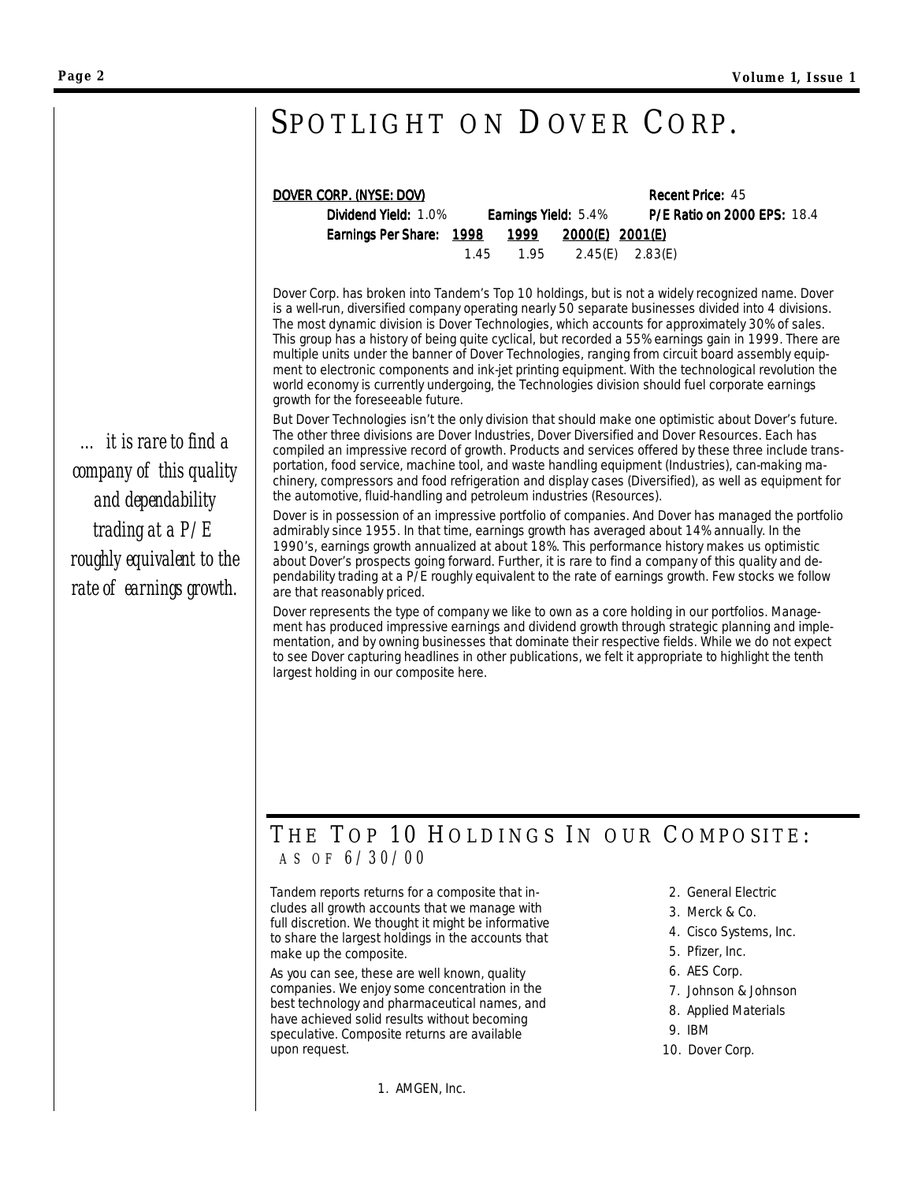# SPOTLIGHT ON DOVER CORP.

**DOVER CORP. (NYSE: DOV)** **Recent Price:** 45

**Dividend Yield:** 1.0% **Earnings Yield:** 5.4% **P/E Ratio on 2000 EPS:** 18.4

| **Earnings Per Share:** | **1998** | **1999** | **2000(E)** | **2001(E)** |
|---|---|---|---|---|
| | 1.45 | 1.95 | 2.45(E) | 2.83(E) |

Dover Corp. has broken into Tandem's Top 10 holdings, but is not a widely recognized name. Dover is a well-run, diversified company operating nearly 50 separate businesses divided into 4 divisions. The most dynamic division is Dover Technologies, which accounts for approximately 30% of sales. This group has a history of being quite cyclical, but recorded a 55% earnings gain in 1999. There are multiple units under the banner of Dover Technologies, ranging from circuit board assembly equipment to electronic components and ink-jet printing equipment. With the technological revolution the world economy is currently undergoing, the Technologies division should fuel corporate earnings growth for the foreseeable future.

But Dover Technologies isn't the only division that should make one optimistic about Dover's future. The other three divisions are Dover Industries, Dover Diversified and Dover Resources. Each has compiled an impressive record of growth. Products and services offered by these three include transportation, food service, machine tool, and waste handling equipment (Industries), can-making machinery, compressors and food refrigeration and display cases (Diversified), as well as equipment for the automotive, fluid-handling and petroleum industries (Resources).

Dover is in possession of an impressive portfolio of companies. And Dover has managed the portfolio admirably since 1955. In that time, earnings growth has averaged about 14% annually. In the 1990's, earnings growth annualized at about 18%. This performance history makes us optimistic about Dover's prospects going forward. Further, it is rare to find a company of this quality and dependability trading at a P/E roughly equivalent to the rate of earnings growth. Few stocks we follow are that reasonably priced.

*... it is rare to find a company of this quality and dependability trading at a P/E roughly equivalent to the rate of earnings growth.*

Dover represents the type of company we like to own as a core holding in our portfolios. Management has produced impressive earnings and dividend growth through strategic planning and implementation, and by owning businesses that dominate their respective fields. While we do not expect to see Dover capturing headlines in other publications, we felt it appropriate to highlight the tenth largest holding in our composite here.

# THE TOP 10 HOLDINGS IN OUR COMPOSITE:

## AS OF 6/30/00

Tandem reports returns for a composite that includes all growth accounts that we manage with full discretion. We thought it might be informative to share the largest holdings in the accounts that make up the composite.

As you can see, these are well known, quality companies. We enjoy some concentration in the best technology and pharmaceutical names, and have achieved solid results without becoming speculative. Composite returns are available upon request.

1. AMGEN, Inc.
2. General Electric
3. Merck & Co.
4. Cisco Systems, Inc.
5. Pfizer, Inc.
6. AES Corp.
7. Johnson & Johnson
8. Applied Materials
9. IBM
10. Dover Corp.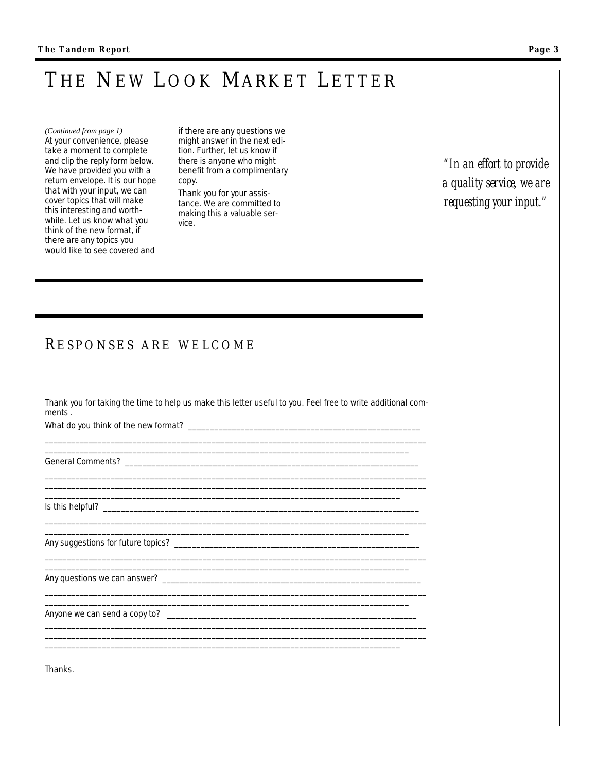# THE NEW LOOK MARKET LETTER

*(Continued from page 1)*
At your convenience, please take a moment to complete and clip the reply form below. We have provided you with a return envelope. It is our hope that with your input, we can cover topics that will make this interesting and worthwhile. Let us know what you think of the new format, if there are any topics you would like to see covered and if there are any questions we might answer in the next edition. Further, let us know if there is anyone who might benefit from a complimentary copy.

Thank you for your assistance. We are committed to making this a valuable service.

*"In an effort to provide a quality service, we are requesting your input."*

## RESPONSES ARE WELCOME

Thank you for taking the time to help us make this letter useful to you. Feel free to write additional comments .

What do you think of the new format? ____________________________________________________

__________________________________________________________________________________________

________________________________________________________________________________________

General Comments? _______________________________________________________________________

__________________________________________________________________________________________

__________________________________________________________________________________________

______________________________________________________________________________________

Is this helpful? ___________________________________________________________________________

__________________________________________________________________________________________

________________________________________________________________________________________

Any suggestions for future topics? ___________________________________________________________

__________________________________________________________________________________________

________________________________________________________________________________________

Any questions we can answer? ______________________________________________________________

__________________________________________________________________________________________

________________________________________________________________________________________

Anyone we can send a copy to? _____________________________________________________________

__________________________________________________________________________________________

__________________________________________________________________________________________

______________________________________________________________________________________

Thanks.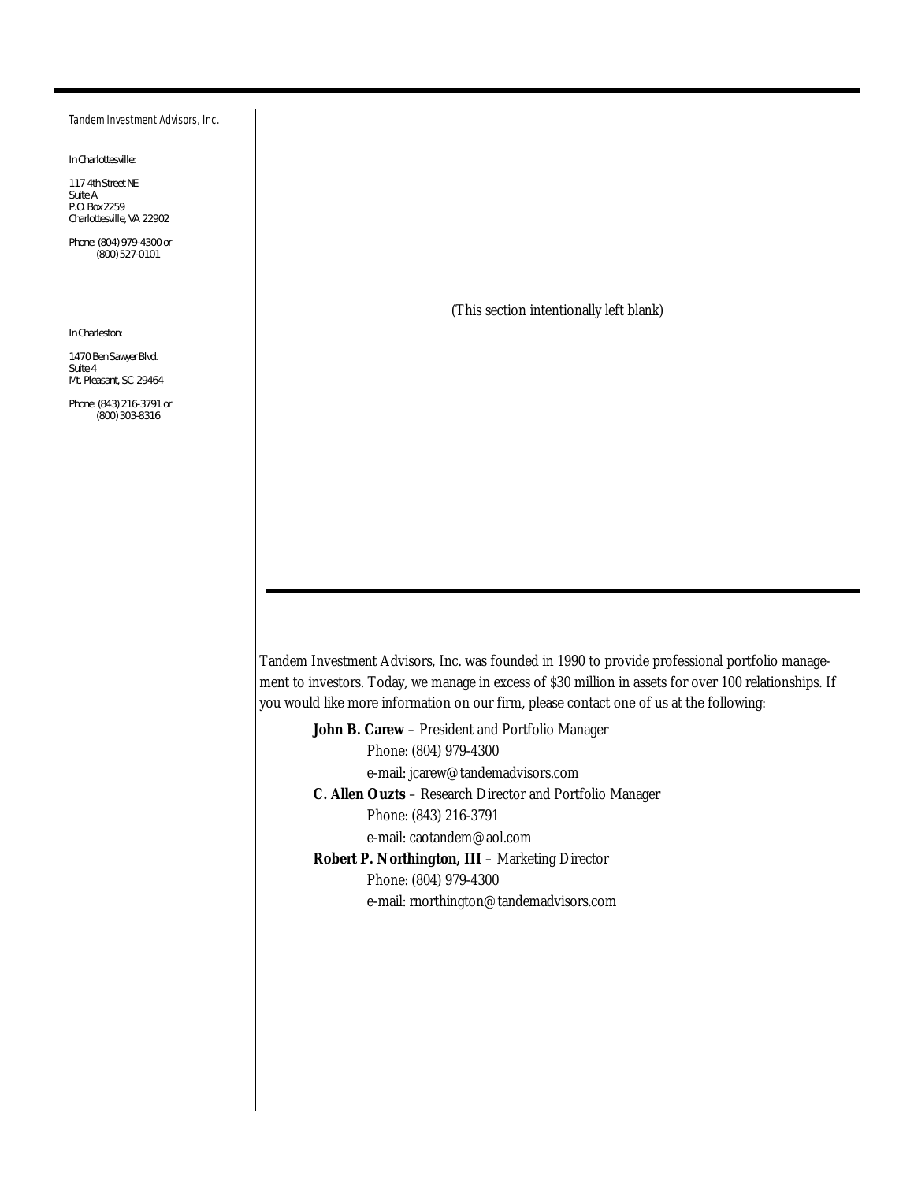*Tandem Investment Advisors, Inc.*

In Charlottesville:

117 4th Street NE
Suite A
P.O. Box 2259
Charlottesville, VA 22902

Phone: (804) 979-4300 or
(800) 527-0101

In Charleston:

1470 Ben Sawyer Blvd.
Suite 4
Mt. Pleasant, SC 29464

Phone: (843) 216-3791 or
(800) 303-8316

(This section intentionally left blank)

Tandem Investment Advisors, Inc. was founded in 1990 to provide professional portfolio management to investors. Today, we manage in excess of $30 million in assets for over 100 relationships. If you would like more information on our firm, please contact one of us at the following:

**John B. Carew** – President and Portfolio Manager
Phone: (804) 979-4300
e-mail: jcarew@tandemadvisors.com

**C. Allen Ouzts** – Research Director and Portfolio Manager
Phone: (843) 216-3791
e-mail: caotandem@aol.com

**Robert P. Northington, III** – Marketing Director
Phone: (804) 979-4300
e-mail: rnorthington@tandemadvisors.com